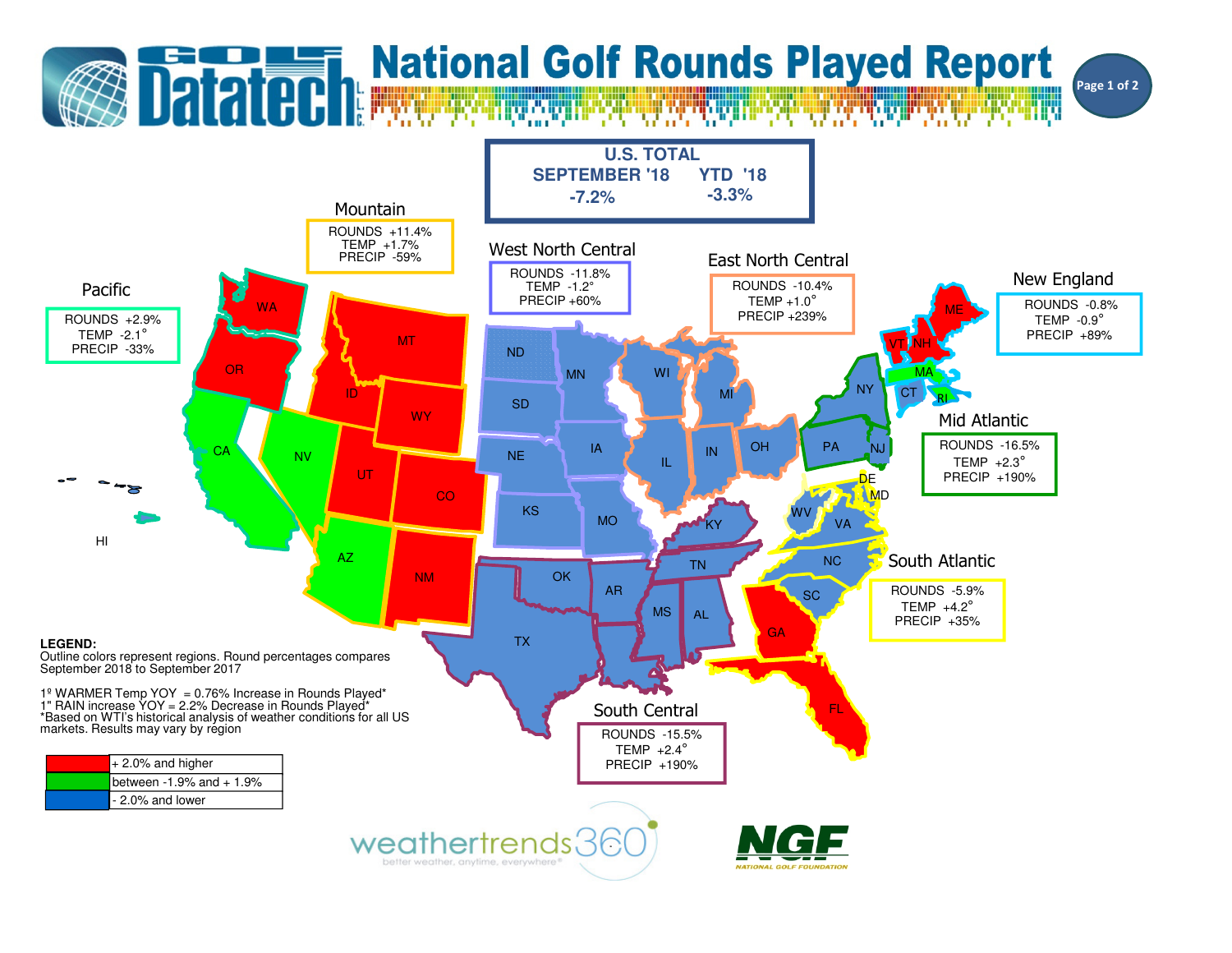# National Golf Rounds Played Report

## U.S. TOTAL

| SEPTEMBER '18 | YTD '18 |
| --- | --- |
| -7.2% | -3.3% |

### Mountain
ROUNDS +11.4%
TEMP +1.7%
PRECIP -59%

### Pacific
ROUNDS +2.9%
TEMP -2.1°
PRECIP -33%

### West North Central
ROUNDS -11.8%
TEMP -1.2°
PRECIP +60%

### East North Central
ROUNDS -10.4%
TEMP +1.0°
PRECIP +239%

### New England
ROUNDS -0.8%
TEMP -0.9°
PRECIP +89%

### Mid Atlantic
ROUNDS -16.5%
TEMP +2.3°
PRECIP +190%

### South Atlantic
ROUNDS -5.9%
TEMP +4.2°
PRECIP +35%

### South Central
ROUNDS -15.5%
TEMP +2.4°
PRECIP +190%

**LEGEND:**
Outline colors represent regions. Round percentages compares September 2018 to September 2017

1º WARMER Temp YOY = 0.76% Increase in Rounds Played*
1" RAIN increase YOY = 2.2% Decrease in Rounds Played*
*Based on WTI's historical analysis of weather conditions for all US markets. Results may vary by region

| Color | Range |
| --- | --- |
| Red | + 2.0% and higher |
| Green | between -1.9% and + 1.9% |
| Blue | - 2.0% and lower |

weathertrends360 — better weather, anytime, everywhere®

NGF — NATIONAL GOLF FOUNDATION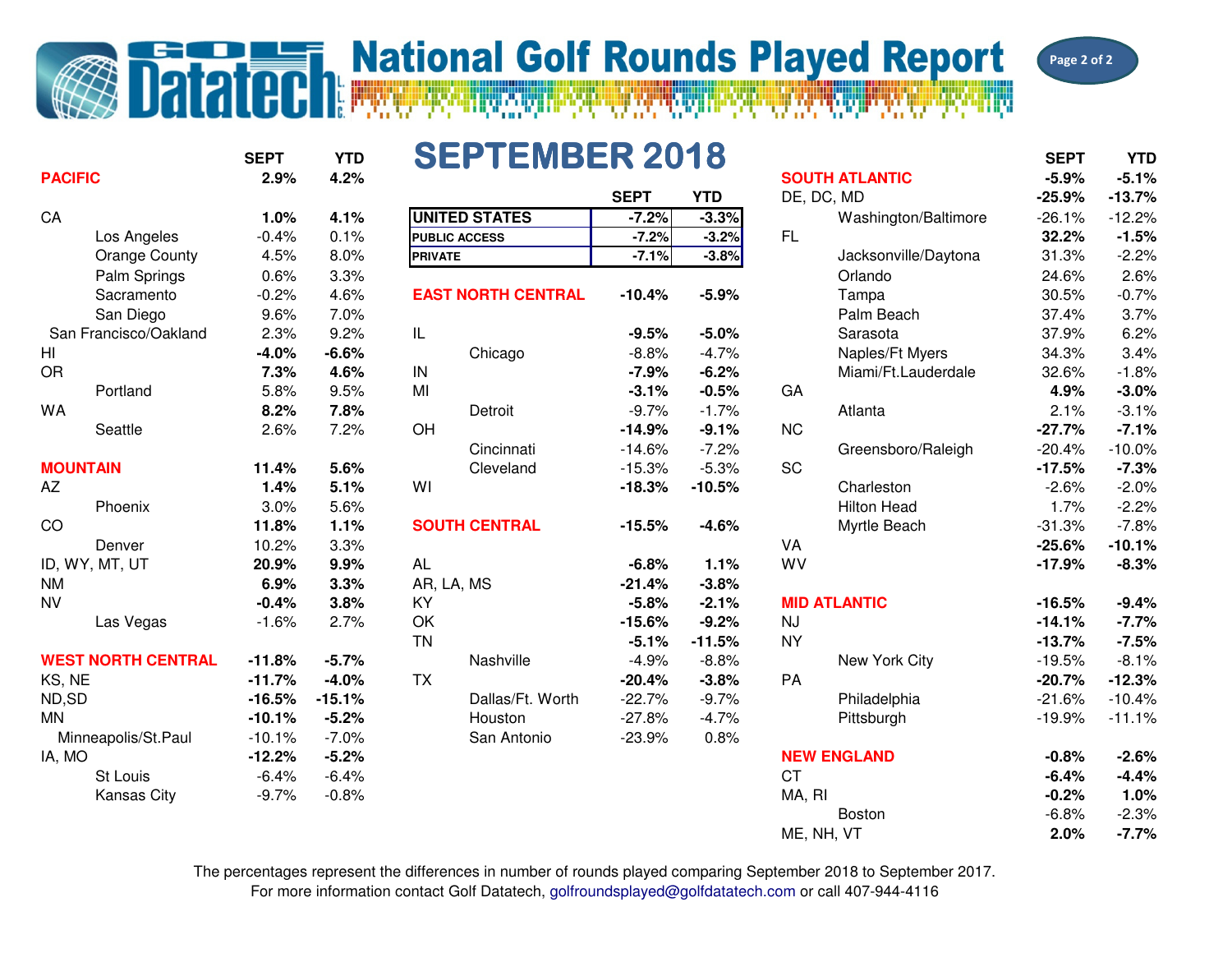# National Golf Rounds Played Report

## SEPTEMBER 2018

| | SEPT | YTD |
|---|---|---|
| **UNITED STATES** | -7.2% | -3.3% |
| **PUBLIC ACCESS** | -7.2% | -3.2% |
| **PRIVATE** | -7.1% | -3.8% |

| | SEPT | YTD |
|---|---|---|
| **PACIFIC** | **2.9%** | **4.2%** |
| CA | **1.0%** | **4.1%** |
| Los Angeles | -0.4% | 0.1% |
| Orange County | 4.5% | 8.0% |
| Palm Springs | 0.6% | 3.3% |
| Sacramento | -0.2% | 4.6% |
| San Diego | 9.6% | 7.0% |
| San Francisco/Oakland | 2.3% | 9.2% |
| HI | **-4.0%** | **-6.6%** |
| OR | **7.3%** | **4.6%** |
| Portland | 5.8% | 9.5% |
| WA | **8.2%** | **7.8%** |
| Seattle | 2.6% | 7.2% |
| **MOUNTAIN** | **11.4%** | **5.6%** |
| AZ | **1.4%** | **5.1%** |
| Phoenix | 3.0% | 5.6% |
| CO | **11.8%** | **1.1%** |
| Denver | 10.2% | 3.3% |
| ID, WY, MT, UT | **20.9%** | **9.9%** |
| NM | **6.9%** | **3.3%** |
| NV | **-0.4%** | **3.8%** |
| Las Vegas | -1.6% | 2.7% |
| **WEST NORTH CENTRAL** | **-11.8%** | **-5.7%** |
| KS, NE | **-11.7%** | **-4.0%** |
| ND,SD | **-16.5%** | **-15.1%** |
| MN | **-10.1%** | **-5.2%** |
| Minneapolis/St.Paul | -10.1% | -7.0% |
| IA, MO | **-12.2%** | **-5.2%** |
| St Louis | -6.4% | -6.4% |
| Kansas City | -9.7% | -0.8% |

| | SEPT | YTD |
|---|---|---|
| **EAST NORTH CENTRAL** | **-10.4%** | **-5.9%** |
| IL | **-9.5%** | **-5.0%** |
| Chicago | -8.8% | -4.7% |
| IN | **-7.9%** | **-6.2%** |
| MI | **-3.1%** | **-0.5%** |
| Detroit | -9.7% | -1.7% |
| OH | **-14.9%** | **-9.1%** |
| Cincinnati | -14.6% | -7.2% |
| Cleveland | -15.3% | -5.3% |
| WI | **-18.3%** | **-10.5%** |
| **SOUTH CENTRAL** | **-15.5%** | **-4.6%** |
| AL | **-6.8%** | **1.1%** |
| AR, LA, MS | **-21.4%** | **-3.8%** |
| KY | **-5.8%** | **-2.1%** |
| OK | **-15.6%** | **-9.2%** |
| TN | **-5.1%** | **-11.5%** |
| Nashville | -4.9% | -8.8% |
| TX | **-20.4%** | **-3.8%** |
| Dallas/Ft. Worth | -22.7% | -9.7% |
| Houston | -27.8% | -4.7% |
| San Antonio | -23.9% | 0.8% |

| | SEPT | YTD |
|---|---|---|
| **SOUTH ATLANTIC** | **-5.9%** | **-5.1%** |
| DE, DC, MD | **-25.9%** | **-13.7%** |
| Washington/Baltimore | -26.1% | -12.2% |
| FL | **32.2%** | **-1.5%** |
| Jacksonville/Daytona | 31.3% | -2.2% |
| Orlando | 24.6% | 2.6% |
| Tampa | 30.5% | -0.7% |
| Palm Beach | 37.4% | 3.7% |
| Sarasota | 37.9% | 6.2% |
| Naples/Ft Myers | 34.3% | 3.4% |
| Miami/Ft.Lauderdale | 32.6% | -1.8% |
| GA | **4.9%** | **-3.0%** |
| Atlanta | 2.1% | -3.1% |
| NC | **-27.7%** | **-7.1%** |
| Greensboro/Raleigh | -20.4% | -10.0% |
| SC | **-17.5%** | **-7.3%** |
| Charleston | -2.6% | -2.0% |
| Hilton Head | 1.7% | -2.2% |
| Myrtle Beach | -31.3% | -7.8% |
| VA | **-25.6%** | **-10.1%** |
| WV | **-17.9%** | **-8.3%** |
| **MID ATLANTIC** | **-16.5%** | **-9.4%** |
| NJ | **-14.1%** | **-7.7%** |
| NY | **-13.7%** | **-7.5%** |
| New York City | -19.5% | -8.1% |
| PA | **-20.7%** | **-12.3%** |
| Philadelphia | -21.6% | -10.4% |
| Pittsburgh | -19.9% | -11.1% |
| **NEW ENGLAND** | **-0.8%** | **-2.6%** |
| CT | **-6.4%** | **-4.4%** |
| MA, RI | **-0.2%** | **1.0%** |
| Boston | -6.8% | -2.3% |
| ME, NH, VT | **2.0%** | **-7.7%** |

The percentages represent the differences in number of rounds played comparing September 2018 to September 2017.
For more information contact Golf Datatech, golfroundsplayed@golfdatatech.com or call 407-944-4116